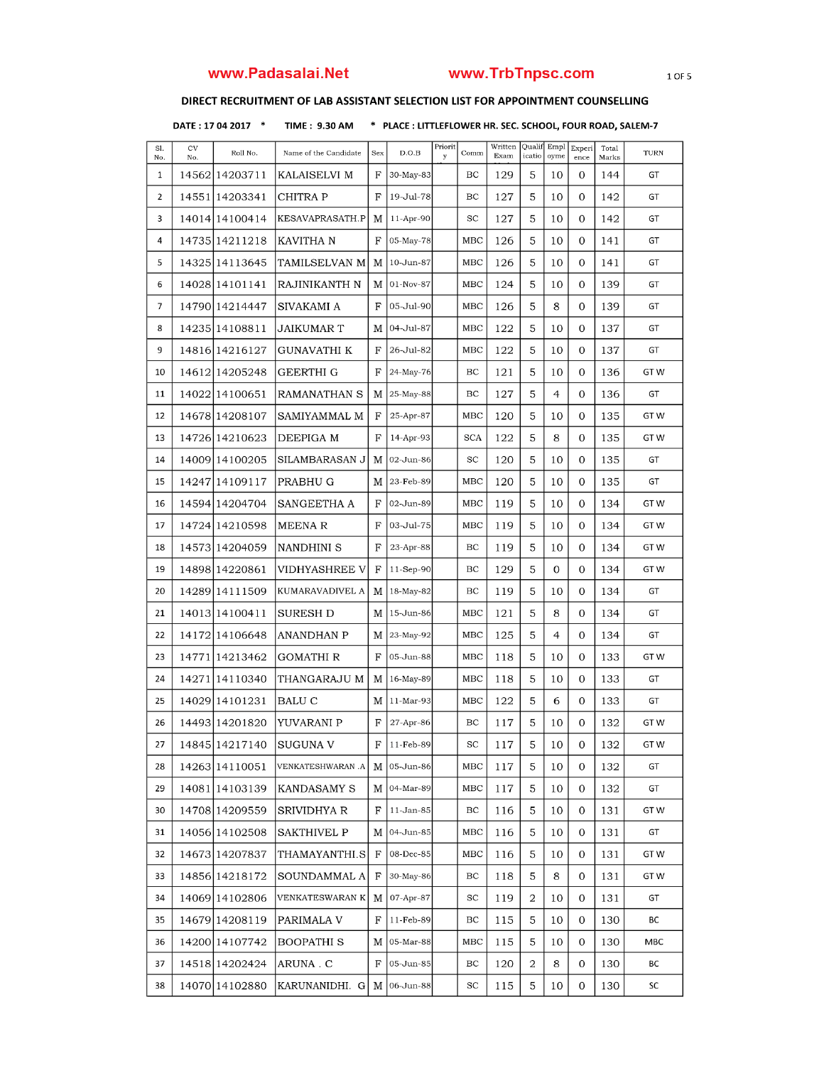www.Padasalai.Net www.TrbTnpsc.com

## DIRECT RECRUITMENT OF LAB ASSISTANT SELECTION LIST FOR APPOINTMENT COUNSELLING

**DATE : 17 04 2017 * TIME : 9.30 AM * PLACE : LITTLEFLOWER HR. SEC. SCHOOL, FOUR ROAD, SALEM-7**

| Sl. No. | CV No. | Roll No. | Name of the Candidate | Sex | D.O.B | Priority | Comm | Written Exam | Qualification | Employment | Experience | Total Marks | TURN |
|---|---|---|---|---|---|---|---|---|---|---|---|---|---|
| 1 | 14562 | 14203711 | KALAISELVI M | F | 30-May-83 | | BC | 129 | 5 | 10 | 0 | 144 | GT |
| 2 | 14551 | 14203341 | CHITRA P | F | 19-Jul-78 | | BC | 127 | 5 | 10 | 0 | 142 | GT |
| 3 | 14014 | 14100414 | KESAVAPRASATH.P | M | 11-Apr-90 | | SC | 127 | 5 | 10 | 0 | 142 | GT |
| 4 | 14735 | 14211218 | KAVITHA N | F | 05-May-78 | | MBC | 126 | 5 | 10 | 0 | 141 | GT |
| 5 | 14325 | 14113645 | TAMILSELVAN M | M | 10-Jun-87 | | MBC | 126 | 5 | 10 | 0 | 141 | GT |
| 6 | 14028 | 14101141 | RAJINIKANTH N | M | 01-Nov-87 | | MBC | 124 | 5 | 10 | 0 | 139 | GT |
| 7 | 14790 | 14214447 | SIVAKAMI A | F | 05-Jul-90 | | MBC | 126 | 5 | 8 | 0 | 139 | GT |
| 8 | 14235 | 14108811 | JAIKUMAR T | M | 04-Jul-87 | | MBC | 122 | 5 | 10 | 0 | 137 | GT |
| 9 | 14816 | 14216127 | GUNAVATHI K | F | 26-Jul-82 | | MBC | 122 | 5 | 10 | 0 | 137 | GT |
| 10 | 14612 | 14205248 | GEERTHI G | F | 24-May-76 | | BC | 121 | 5 | 10 | 0 | 136 | GT W |
| 11 | 14022 | 14100651 | RAMANATHAN S | M | 25-May-88 | | BC | 127 | 5 | 4 | 0 | 136 | GT |
| 12 | 14678 | 14208107 | SAMIYAMMAL M | F | 25-Apr-87 | | MBC | 120 | 5 | 10 | 0 | 135 | GT W |
| 13 | 14726 | 14210623 | DEEPIGA M | F | 14-Apr-93 | | SCA | 122 | 5 | 8 | 0 | 135 | GT W |
| 14 | 14009 | 14100205 | SILAMBARASAN J | M | 02-Jun-86 | | SC | 120 | 5 | 10 | 0 | 135 | GT |
| 15 | 14247 | 14109117 | PRABHU G | M | 23-Feb-89 | | MBC | 120 | 5 | 10 | 0 | 135 | GT |
| 16 | 14594 | 14204704 | SANGEETHA A | F | 02-Jun-89 | | MBC | 119 | 5 | 10 | 0 | 134 | GT W |
| 17 | 14724 | 14210598 | MEENA R | F | 03-Jul-75 | | MBC | 119 | 5 | 10 | 0 | 134 | GT W |
| 18 | 14573 | 14204059 | NANDHINI S | F | 23-Apr-88 | | BC | 119 | 5 | 10 | 0 | 134 | GT W |
| 19 | 14898 | 14220861 | VIDHYASHREE V | F | 11-Sep-90 | | BC | 129 | 5 | 0 | 0 | 134 | GT W |
| 20 | 14289 | 14111509 | KUMARAVADIVEL A | M | 18-May-82 | | BC | 119 | 5 | 10 | 0 | 134 | GT |
| 21 | 14013 | 14100411 | SURESH D | M | 15-Jun-86 | | MBC | 121 | 5 | 8 | 0 | 134 | GT |
| 22 | 14172 | 14106648 | ANANDHAN P | M | 23-May-92 | | MBC | 125 | 5 | 4 | 0 | 134 | GT |
| 23 | 14771 | 14213462 | GOMATHI R | F | 05-Jun-88 | | MBC | 118 | 5 | 10 | 0 | 133 | GT W |
| 24 | 14271 | 14110340 | THANGARAJU M | M | 16-May-89 | | MBC | 118 | 5 | 10 | 0 | 133 | GT |
| 25 | 14029 | 14101231 | BALU C | M | 11-Mar-93 | | MBC | 122 | 5 | 6 | 0 | 133 | GT |
| 26 | 14493 | 14201820 | YUVARANI P | F | 27-Apr-86 | | BC | 117 | 5 | 10 | 0 | 132 | GT W |
| 27 | 14845 | 14217140 | SUGUNA V | F | 11-Feb-89 | | SC | 117 | 5 | 10 | 0 | 132 | GT W |
| 28 | 14263 | 14110051 | VENKATESHWARAN .A | M | 05-Jun-86 | | MBC | 117 | 5 | 10 | 0 | 132 | GT |
| 29 | 14081 | 14103139 | KANDASAMY S | M | 04-Mar-89 | | MBC | 117 | 5 | 10 | 0 | 132 | GT |
| 30 | 14708 | 14209559 | SRIVIDHYA R | F | 11-Jan-85 | | BC | 116 | 5 | 10 | 0 | 131 | GT W |
| 31 | 14056 | 14102508 | SAKTHIVEL P | M | 04-Jun-85 | | MBC | 116 | 5 | 10 | 0 | 131 | GT |
| 32 | 14673 | 14207837 | THAMAYANTHI.S | F | 08-Dec-85 | | MBC | 116 | 5 | 10 | 0 | 131 | GT W |
| 33 | 14856 | 14218172 | SOUNDAMMAL A | F | 30-May-86 | | BC | 118 | 5 | 8 | 0 | 131 | GT W |
| 34 | 14069 | 14102806 | VENKATESWARAN K | M | 07-Apr-87 | | SC | 119 | 2 | 10 | 0 | 131 | GT |
| 35 | 14679 | 14208119 | PARIMALA V | F | 11-Feb-89 | | BC | 115 | 5 | 10 | 0 | 130 | BC |
| 36 | 14200 | 14107742 | BOOPATHI S | M | 05-Mar-88 | | MBC | 115 | 5 | 10 | 0 | 130 | MBC |
| 37 | 14518 | 14202424 | ARUNA . C | F | 05-Jun-85 | | BC | 120 | 2 | 8 | 0 | 130 | BC |
| 38 | 14070 | 14102880 | KARUNANIDHI. G | M | 06-Jun-88 | | SC | 115 | 5 | 10 | 0 | 130 | SC |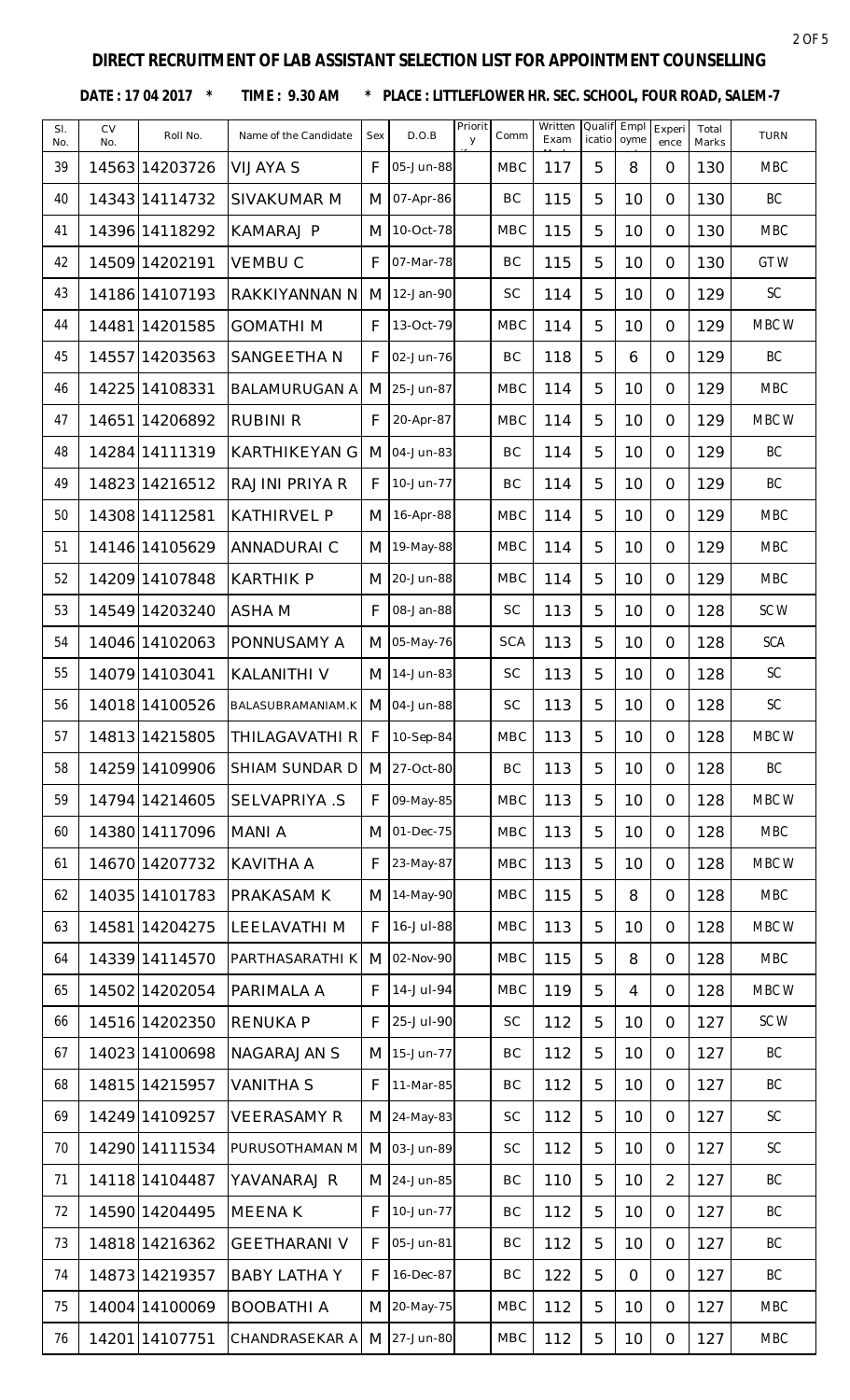**DIRECT RECRUITMENT OF LAB ASSISTANT SELECTION LIST FOR APPOINTMENT COUNSELLING**

**DATE : 17 04 2017 \* TIME : 9.30 AM \* PLACE : LITTLEFLOWER HR. SEC. SCHOOL, FOUR ROAD, SALEM-7**

| Sl. No. | CV No. | Roll No. | Name of the Candidate | Sex | D.O.B | Priority | Comm | Written Exam Mark | Qualification | Employment | Experience | Total Marks | TURN |
|---|---|---|---|---|---|---|---|---|---|---|---|---|---|
| 39 | 14563 | 14203726 | VIJAYA S | F | 05-Jun-88 | | MBC | 117 | 5 | 8 | 0 | 130 | MBC |
| 40 | 14343 | 14114732 | SIVAKUMAR M | M | 07-Apr-86 | | BC | 115 | 5 | 10 | 0 | 130 | BC |
| 41 | 14396 | 14118292 | KAMARAJ P | M | 10-Oct-78 | | MBC | 115 | 5 | 10 | 0 | 130 | MBC |
| 42 | 14509 | 14202191 | VEMBU C | F | 07-Mar-78 | | BC | 115 | 5 | 10 | 0 | 130 | GTW |
| 43 | 14186 | 14107193 | RAKKIYANNAN N | M | 12-Jan-90 | | SC | 114 | 5 | 10 | 0 | 129 | SC |
| 44 | 14481 | 14201585 | GOMATHI M | F | 13-Oct-79 | | MBC | 114 | 5 | 10 | 0 | 129 | MBCW |
| 45 | 14557 | 14203563 | SANGEETHA N | F | 02-Jun-76 | | BC | 118 | 5 | 6 | 0 | 129 | BC |
| 46 | 14225 | 14108331 | BALAMURUGAN A | M | 25-Jun-87 | | MBC | 114 | 5 | 10 | 0 | 129 | MBC |
| 47 | 14651 | 14206892 | RUBINI R | F | 20-Apr-87 | | MBC | 114 | 5 | 10 | 0 | 129 | MBCW |
| 48 | 14284 | 14111319 | KARTHIKEYAN G | M | 04-Jun-83 | | BC | 114 | 5 | 10 | 0 | 129 | BC |
| 49 | 14823 | 14216512 | RAJINI PRIYA R | F | 10-Jun-77 | | BC | 114 | 5 | 10 | 0 | 129 | BC |
| 50 | 14308 | 14112581 | KATHIRVEL P | M | 16-Apr-88 | | MBC | 114 | 5 | 10 | 0 | 129 | MBC |
| 51 | 14146 | 14105629 | ANNADURAI C | M | 19-May-88 | | MBC | 114 | 5 | 10 | 0 | 129 | MBC |
| 52 | 14209 | 14107848 | KARTHIK P | M | 20-Jun-88 | | MBC | 114 | 5 | 10 | 0 | 129 | MBC |
| 53 | 14549 | 14203240 | ASHA M | F | 08-Jan-88 | | SC | 113 | 5 | 10 | 0 | 128 | SCW |
| 54 | 14046 | 14102063 | PONNUSAMY A | M | 05-May-76 | | SCA | 113 | 5 | 10 | 0 | 128 | SCA |
| 55 | 14079 | 14103041 | KALANITHI V | M | 14-Jun-83 | | SC | 113 | 5 | 10 | 0 | 128 | SC |
| 56 | 14018 | 14100526 | BALASUBRAMANIAM.K | M | 04-Jun-88 | | SC | 113 | 5 | 10 | 0 | 128 | SC |
| 57 | 14813 | 14215805 | THILAGAVATHI R | F | 10-Sep-84 | | MBC | 113 | 5 | 10 | 0 | 128 | MBCW |
| 58 | 14259 | 14109906 | SHIAM SUNDAR D | M | 27-Oct-80 | | BC | 113 | 5 | 10 | 0 | 128 | BC |
| 59 | 14794 | 14214605 | SELVAPRIYA .S | F | 09-May-85 | | MBC | 113 | 5 | 10 | 0 | 128 | MBCW |
| 60 | 14380 | 14117096 | MANI A | M | 01-Dec-75 | | MBC | 113 | 5 | 10 | 0 | 128 | MBC |
| 61 | 14670 | 14207732 | KAVITHA A | F | 23-May-87 | | MBC | 113 | 5 | 10 | 0 | 128 | MBCW |
| 62 | 14035 | 14101783 | PRAKASAM K | M | 14-May-90 | | MBC | 115 | 5 | 8 | 0 | 128 | MBC |
| 63 | 14581 | 14204275 | LEELAVATHI M | F | 16-Jul-88 | | MBC | 113 | 5 | 10 | 0 | 128 | MBCW |
| 64 | 14339 | 14114570 | PARTHASARATHI K | M | 02-Nov-90 | | MBC | 115 | 5 | 8 | 0 | 128 | MBC |
| 65 | 14502 | 14202054 | PARIMALA A | F | 14-Jul-94 | | MBC | 119 | 5 | 4 | 0 | 128 | MBCW |
| 66 | 14516 | 14202350 | RENUKA P | F | 25-Jul-90 | | SC | 112 | 5 | 10 | 0 | 127 | SCW |
| 67 | 14023 | 14100698 | NAGARAJAN S | M | 15-Jun-77 | | BC | 112 | 5 | 10 | 0 | 127 | BC |
| 68 | 14815 | 14215957 | VANITHA S | F | 11-Mar-85 | | BC | 112 | 5 | 10 | 0 | 127 | BC |
| 69 | 14249 | 14109257 | VEERASAMY R | M | 24-May-83 | | SC | 112 | 5 | 10 | 0 | 127 | SC |
| 70 | 14290 | 14111534 | PURUSOTHAMAN M | M | 03-Jun-89 | | SC | 112 | 5 | 10 | 0 | 127 | SC |
| 71 | 14118 | 14104487 | YAVANARAJ R | M | 24-Jun-85 | | BC | 110 | 5 | 10 | 2 | 127 | BC |
| 72 | 14590 | 14204495 | MEENA K | F | 10-Jun-77 | | BC | 112 | 5 | 10 | 0 | 127 | BC |
| 73 | 14818 | 14216362 | GEETHARANI V | F | 05-Jun-81 | | BC | 112 | 5 | 10 | 0 | 127 | BC |
| 74 | 14873 | 14219357 | BABY LATHA Y | F | 16-Dec-87 | | BC | 122 | 5 | 0 | 0 | 127 | BC |
| 75 | 14004 | 14100069 | BOOBATHI A | M | 20-May-75 | | MBC | 112 | 5 | 10 | 0 | 127 | MBC |
| 76 | 14201 | 14107751 | CHANDRASEKAR A | M | 27-Jun-80 | | MBC | 112 | 5 | 10 | 0 | 127 | MBC |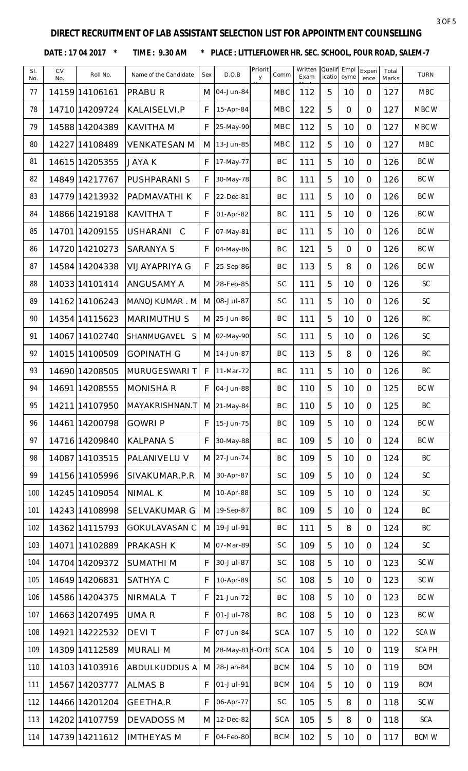**DIRECT RECRUITMENT OF LAB ASSISTANT SELECTION LIST FOR APPOINTMENT COUNSELLING**

**DATE : 17 04 2017 * TIME : 9.30 AM * PLACE : LITTLEFLOWER HR. SEC. SCHOOL, FOUR ROAD, SALEM-7**

| Sl. No. | CV No. | Roll No. | Name of the Candidate | Sex | D.O.B | Priority | Comm | Written Exam Mark | Qualification | Employment | Experience | Total Marks | TURN |
|---|---|---|---|---|---|---|---|---|---|---|---|---|---|
| 77 | 14159 | 14106161 | PRABU R | M | 04-Jun-84 | | MBC | 112 | 5 | 10 | 0 | 127 | MBC |
| 78 | 14710 | 14209724 | KALAISELVI.P | F | 15-Apr-84 | | MBC | 122 | 5 | 0 | 0 | 127 | MBC W |
| 79 | 14588 | 14204389 | KAVITHA M | F | 25-May-90 | | MBC | 112 | 5 | 10 | 0 | 127 | MBC W |
| 80 | 14227 | 14108489 | VENKATESAN M | M | 13-Jun-85 | | MBC | 112 | 5 | 10 | 0 | 127 | MBC |
| 81 | 14615 | 14205355 | JAYA K | F | 17-May-77 | | BC | 111 | 5 | 10 | 0 | 126 | BC W |
| 82 | 14849 | 14217767 | PUSHPARANI S | F | 30-May-78 | | BC | 111 | 5 | 10 | 0 | 126 | BC W |
| 83 | 14779 | 14213932 | PADMAVATHI K | F | 22-Dec-81 | | BC | 111 | 5 | 10 | 0 | 126 | BC W |
| 84 | 14866 | 14219188 | KAVITHA T | F | 01-Apr-82 | | BC | 111 | 5 | 10 | 0 | 126 | BC W |
| 85 | 14701 | 14209155 | USHARANI C | F | 07-May-81 | | BC | 111 | 5 | 10 | 0 | 126 | BC W |
| 86 | 14720 | 14210273 | SARANYA S | F | 04-May-86 | | BC | 121 | 5 | 0 | 0 | 126 | BC W |
| 87 | 14584 | 14204338 | VIJAYAPRIYA G | F | 25-Sep-86 | | BC | 113 | 5 | 8 | 0 | 126 | BC W |
| 88 | 14033 | 14101414 | ANGUSAMY A | M | 28-Feb-85 | | SC | 111 | 5 | 10 | 0 | 126 | SC |
| 89 | 14162 | 14106243 | MANOJKUMAR . M | M | 08-Jul-87 | | SC | 111 | 5 | 10 | 0 | 126 | SC |
| 90 | 14354 | 14115623 | MARIMUTHU S | M | 25-Jun-86 | | BC | 111 | 5 | 10 | 0 | 126 | BC |
| 91 | 14067 | 14102740 | SHANMUGAVEL S | M | 02-May-90 | | SC | 111 | 5 | 10 | 0 | 126 | SC |
| 92 | 14015 | 14100509 | GOPINATH G | M | 14-Jun-87 | | BC | 113 | 5 | 8 | 0 | 126 | BC |
| 93 | 14690 | 14208505 | MURUGESWARI T | F | 11-Mar-72 | | BC | 111 | 5 | 10 | 0 | 126 | BC |
| 94 | 14691 | 14208555 | MONISHA R | F | 04-Jun-88 | | BC | 110 | 5 | 10 | 0 | 125 | BC W |
| 95 | 14211 | 14107950 | MAYAKRISHNAN.T | M | 21-May-84 | | BC | 110 | 5 | 10 | 0 | 125 | BC |
| 96 | 14461 | 14200798 | GOWRI P | F | 15-Jun-75 | | BC | 109 | 5 | 10 | 0 | 124 | BC W |
| 97 | 14716 | 14209840 | KALPANA S | F | 30-May-88 | | BC | 109 | 5 | 10 | 0 | 124 | BC W |
| 98 | 14087 | 14103515 | PALANIVELU V | M | 27-Jun-74 | | BC | 109 | 5 | 10 | 0 | 124 | BC |
| 99 | 14156 | 14105996 | SIVAKUMAR.P.R | M | 30-Apr-87 | | SC | 109 | 5 | 10 | 0 | 124 | SC |
| 100 | 14245 | 14109054 | NIMAL K | M | 10-Apr-88 | | SC | 109 | 5 | 10 | 0 | 124 | SC |
| 101 | 14243 | 14108998 | SELVAKUMAR G | M | 19-Sep-87 | | BC | 109 | 5 | 10 | 0 | 124 | BC |
| 102 | 14362 | 14115793 | GOKULAVASAN C | M | 19-Jul-91 | | BC | 111 | 5 | 8 | 0 | 124 | BC |
| 103 | 14071 | 14102889 | PRAKASH K | M | 07-Mar-89 | | SC | 109 | 5 | 10 | 0 | 124 | SC |
| 104 | 14704 | 14209372 | SUMATHI M | F | 30-Jul-87 | | SC | 108 | 5 | 10 | 0 | 123 | SC W |
| 105 | 14649 | 14206831 | SATHYA C | F | 10-Apr-89 | | SC | 108 | 5 | 10 | 0 | 123 | SC W |
| 106 | 14586 | 14204375 | NIRMALA T | F | 21-Jun-72 | | BC | 108 | 5 | 10 | 0 | 123 | BC W |
| 107 | 14663 | 14207495 | UMA R | F | 01-Jul-78 | | BC | 108 | 5 | 10 | 0 | 123 | BC W |
| 108 | 14921 | 14222532 | DEVI T | F | 07-Jun-84 | | SCA | 107 | 5 | 10 | 0 | 122 | SCA W |
| 109 | 14309 | 14112589 | MURALI M | M | 28-May-81 | H-Orth | SCA | 104 | 5 | 10 | 0 | 119 | SCA PH |
| 110 | 14103 | 14103916 | ABDULKUDDUS A | M | 28-Jan-84 | | BCM | 104 | 5 | 10 | 0 | 119 | BCM |
| 111 | 14567 | 14203777 | ALMAS B | F | 01-Jul-91 | | BCM | 104 | 5 | 10 | 0 | 119 | BCM |
| 112 | 14466 | 14201204 | GEETHA.R | F | 06-Apr-77 | | SC | 105 | 5 | 8 | 0 | 118 | SC W |
| 113 | 14202 | 14107759 | DEVADOSS M | M | 12-Dec-82 | | SCA | 105 | 5 | 8 | 0 | 118 | SCA |
| 114 | 14739 | 14211612 | IMTHEYAS M | F | 04-Feb-80 | | BCM | 102 | 5 | 10 | 0 | 117 | BCM W |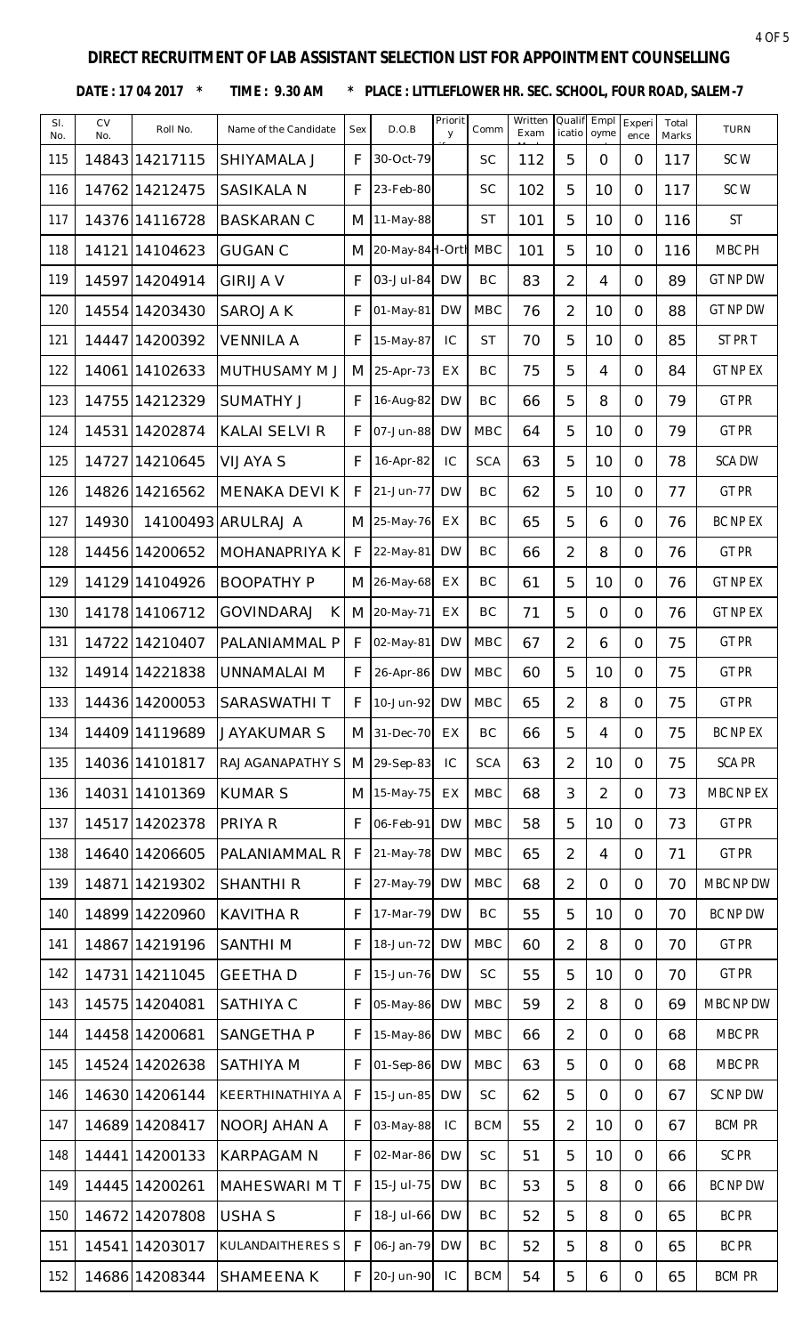## DIRECT RECRUITMENT OF LAB ASSISTANT SELECTION LIST FOR APPOINTMENT COUNSELLING

**DATE : 17 04 2017 * TIME : 9.30 AM * PLACE : LITTLEFLOWER HR. SEC. SCHOOL, FOUR ROAD, SALEM-7**

| Sl. No. | CV No. | Roll No. | Name of the Candidate | Sex | D.O.B | Priority | Comm | Written Exam Mark | Qualification | Employment | Experience | Total Marks | TURN |
|---|---|---|---|---|---|---|---|---|---|---|---|---|---|
| 115 | 14843 | 14217115 | SHIYAMALA J | F | 30-Oct-79 | | SC | 112 | 5 | 0 | 0 | 117 | SC W |
| 116 | 14762 | 14212475 | SASIKALA N | F | 23-Feb-80 | | SC | 102 | 5 | 10 | 0 | 117 | SC W |
| 117 | 14376 | 14116728 | BASKARAN C | M | 11-May-88 | | ST | 101 | 5 | 10 | 0 | 116 | ST |
| 118 | 14121 | 14104623 | GUGAN C | M | 20-May-84 | H-Orth | MBC | 101 | 5 | 10 | 0 | 116 | MBC PH |
| 119 | 14597 | 14204914 | GIRIJA V | F | 03-Jul-84 | DW | BC | 83 | 2 | 4 | 0 | 89 | GT NP DW |
| 120 | 14554 | 14203430 | SAROJA K | F | 01-May-81 | DW | MBC | 76 | 2 | 10 | 0 | 88 | GT NP DW |
| 121 | 14447 | 14200392 | VENNILA A | F | 15-May-87 | IC | ST | 70 | 5 | 10 | 0 | 85 | ST PR T |
| 122 | 14061 | 14102633 | MUTHUSAMY M J | M | 25-Apr-73 | EX | BC | 75 | 5 | 4 | 0 | 84 | GT NP EX |
| 123 | 14755 | 14212329 | SUMATHY J | F | 16-Aug-82 | DW | BC | 66 | 5 | 8 | 0 | 79 | GT PR |
| 124 | 14531 | 14202874 | KALAI SELVI R | F | 07-Jun-88 | DW | MBC | 64 | 5 | 10 | 0 | 79 | GT PR |
| 125 | 14727 | 14210645 | VIJAYA S | F | 16-Apr-82 | IC | SCA | 63 | 5 | 10 | 0 | 78 | SCA DW |
| 126 | 14826 | 14216562 | MENAKA DEVI K | F | 21-Jun-77 | DW | BC | 62 | 5 | 10 | 0 | 77 | GT PR |
| 127 | 14930 | 14100493 | ARULRAJ A | M | 25-May-76 | EX | BC | 65 | 5 | 6 | 0 | 76 | BC NP EX |
| 128 | 14456 | 14200652 | MOHANAPRIYA K | F | 22-May-81 | DW | BC | 66 | 2 | 8 | 0 | 76 | GT PR |
| 129 | 14129 | 14104926 | BOOPATHY P | M | 26-May-68 | EX | BC | 61 | 5 | 10 | 0 | 76 | GT NP EX |
| 130 | 14178 | 14106712 | GOVINDARAJ K | M | 20-May-71 | EX | BC | 71 | 5 | 0 | 0 | 76 | GT NP EX |
| 131 | 14722 | 14210407 | PALANIAMMAL P | F | 02-May-81 | DW | MBC | 67 | 2 | 6 | 0 | 75 | GT PR |
| 132 | 14914 | 14221838 | UNNAMALAI M | F | 26-Apr-86 | DW | MBC | 60 | 5 | 10 | 0 | 75 | GT PR |
| 133 | 14436 | 14200053 | SARASWATHI T | F | 10-Jun-92 | DW | MBC | 65 | 2 | 8 | 0 | 75 | GT PR |
| 134 | 14409 | 14119689 | JAYAKUMAR S | M | 31-Dec-70 | EX | BC | 66 | 5 | 4 | 0 | 75 | BC NP EX |
| 135 | 14036 | 14101817 | RAJAGANAPATHY S | M | 29-Sep-83 | IC | SCA | 63 | 2 | 10 | 0 | 75 | SCA PR |
| 136 | 14031 | 14101369 | KUMAR S | M | 15-May-75 | EX | MBC | 68 | 3 | 2 | 0 | 73 | MBC NP EX |
| 137 | 14517 | 14202378 | PRIYA R | F | 06-Feb-91 | DW | MBC | 58 | 5 | 10 | 0 | 73 | GT PR |
| 138 | 14640 | 14206605 | PALANIAMMAL R | F | 21-May-78 | DW | MBC | 65 | 2 | 4 | 0 | 71 | GT PR |
| 139 | 14871 | 14219302 | SHANTHI R | F | 27-May-79 | DW | MBC | 68 | 2 | 0 | 0 | 70 | MBC NP DW |
| 140 | 14899 | 14220960 | KAVITHA R | F | 17-Mar-79 | DW | BC | 55 | 5 | 10 | 0 | 70 | BC NP DW |
| 141 | 14867 | 14219196 | SANTHI M | F | 18-Jun-72 | DW | MBC | 60 | 2 | 8 | 0 | 70 | GT PR |
| 142 | 14731 | 14211045 | GEETHA D | F | 15-Jun-76 | DW | SC | 55 | 5 | 10 | 0 | 70 | GT PR |
| 143 | 14575 | 14204081 | SATHIYA C | F | 05-May-86 | DW | MBC | 59 | 2 | 8 | 0 | 69 | MBC NP DW |
| 144 | 14458 | 14200681 | SANGETHA P | F | 15-May-86 | DW | MBC | 66 | 2 | 0 | 0 | 68 | MBC PR |
| 145 | 14524 | 14202638 | SATHIYA M | F | 01-Sep-86 | DW | MBC | 63 | 5 | 0 | 0 | 68 | MBC PR |
| 146 | 14630 | 14206144 | KEERTHINATHIYA A | F | 15-Jun-85 | DW | SC | 62 | 5 | 0 | 0 | 67 | SC NP DW |
| 147 | 14689 | 14208417 | NOORJAHAN A | F | 03-May-88 | IC | BCM | 55 | 2 | 10 | 0 | 67 | BCM PR |
| 148 | 14441 | 14200133 | KARPAGAM N | F | 02-Mar-86 | DW | SC | 51 | 5 | 10 | 0 | 66 | SC PR |
| 149 | 14445 | 14200261 | MAHESWARI M T | F | 15-Jul-75 | DW | BC | 53 | 5 | 8 | 0 | 66 | BC NP DW |
| 150 | 14672 | 14207808 | USHA S | F | 18-Jul-66 | DW | BC | 52 | 5 | 8 | 0 | 65 | BC PR |
| 151 | 14541 | 14203017 | KULANDAITHERES S | F | 06-Jan-79 | DW | BC | 52 | 5 | 8 | 0 | 65 | BC PR |
| 152 | 14686 | 14208344 | SHAMEENA K | F | 20-Jun-90 | IC | BCM | 54 | 5 | 6 | 0 | 65 | BCM PR |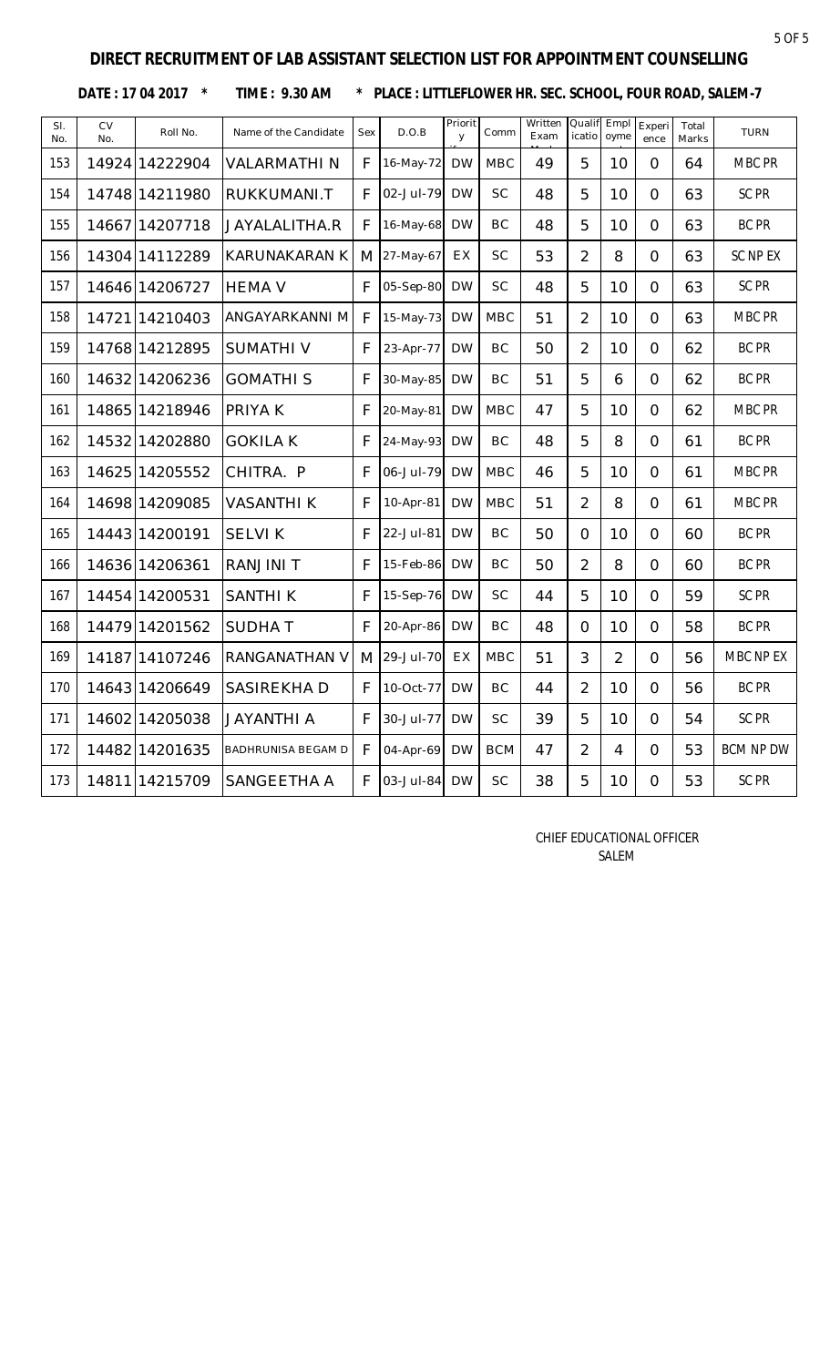**DIRECT RECRUITMENT OF LAB ASSISTANT SELECTION LIST FOR APPOINTMENT COUNSELLING**

**DATE : 17 04 2017 * TIME : 9.30 AM * PLACE : LITTLEFLOWER HR. SEC. SCHOOL, FOUR ROAD, SALEM-7**

| Sl. No. | CV No. | Roll No. | Name of the Candidate | Sex | D.O.B | Priority | Comm | Written Exam | Qualification | Employment | Experience | Total Marks | TURN |
|---|---|---|---|---|---|---|---|---|---|---|---|---|---|
| 153 | 14924 | 14222904 | VALARMATHI N | F | 16-May-72 | DW | MBC | 49 | 5 | 10 | 0 | 64 | MBC PR |
| 154 | 14748 | 14211980 | RUKKUMANI.T | F | 02-Jul-79 | DW | SC | 48 | 5 | 10 | 0 | 63 | SC PR |
| 155 | 14667 | 14207718 | JAYALALITHA.R | F | 16-May-68 | DW | BC | 48 | 5 | 10 | 0 | 63 | BC PR |
| 156 | 14304 | 14112289 | KARUNAKARAN K | M | 27-May-67 | EX | SC | 53 | 2 | 8 | 0 | 63 | SC NP EX |
| 157 | 14646 | 14206727 | HEMA V | F | 05-Sep-80 | DW | SC | 48 | 5 | 10 | 0 | 63 | SC PR |
| 158 | 14721 | 14210403 | ANGAYARKANNI M | F | 15-May-73 | DW | MBC | 51 | 2 | 10 | 0 | 63 | MBC PR |
| 159 | 14768 | 14212895 | SUMATHI V | F | 23-Apr-77 | DW | BC | 50 | 2 | 10 | 0 | 62 | BC PR |
| 160 | 14632 | 14206236 | GOMATHI S | F | 30-May-85 | DW | BC | 51 | 5 | 6 | 0 | 62 | BC PR |
| 161 | 14865 | 14218946 | PRIYA K | F | 20-May-81 | DW | MBC | 47 | 5 | 10 | 0 | 62 | MBC PR |
| 162 | 14532 | 14202880 | GOKILA K | F | 24-May-93 | DW | BC | 48 | 5 | 8 | 0 | 61 | BC PR |
| 163 | 14625 | 14205552 | CHITRA. P | F | 06-Jul-79 | DW | MBC | 46 | 5 | 10 | 0 | 61 | MBC PR |
| 164 | 14698 | 14209085 | VASANTHI K | F | 10-Apr-81 | DW | MBC | 51 | 2 | 8 | 0 | 61 | MBC PR |
| 165 | 14443 | 14200191 | SELVI K | F | 22-Jul-81 | DW | BC | 50 | 0 | 10 | 0 | 60 | BC PR |
| 166 | 14636 | 14206361 | RANJINI T | F | 15-Feb-86 | DW | BC | 50 | 2 | 8 | 0 | 60 | BC PR |
| 167 | 14454 | 14200531 | SANTHI K | F | 15-Sep-76 | DW | SC | 44 | 5 | 10 | 0 | 59 | SC PR |
| 168 | 14479 | 14201562 | SUDHA T | F | 20-Apr-86 | DW | BC | 48 | 0 | 10 | 0 | 58 | BC PR |
| 169 | 14187 | 14107246 | RANGANATHAN V | M | 29-Jul-70 | EX | MBC | 51 | 3 | 2 | 0 | 56 | MBC NP EX |
| 170 | 14643 | 14206649 | SASIREKHA D | F | 10-Oct-77 | DW | BC | 44 | 2 | 10 | 0 | 56 | BC PR |
| 171 | 14602 | 14205038 | JAYANTHI A | F | 30-Jul-77 | DW | SC | 39 | 5 | 10 | 0 | 54 | SC PR |
| 172 | 14482 | 14201635 | BADHRUNISA BEGAM D | F | 04-Apr-69 | DW | BCM | 47 | 2 | 4 | 0 | 53 | BCM NP DW |
| 173 | 14811 | 14215709 | SANGEETHA A | F | 03-Jul-84 | DW | SC | 38 | 5 | 10 | 0 | 53 | SC PR |

CHIEF EDUCATIONAL OFFICER
SALEM